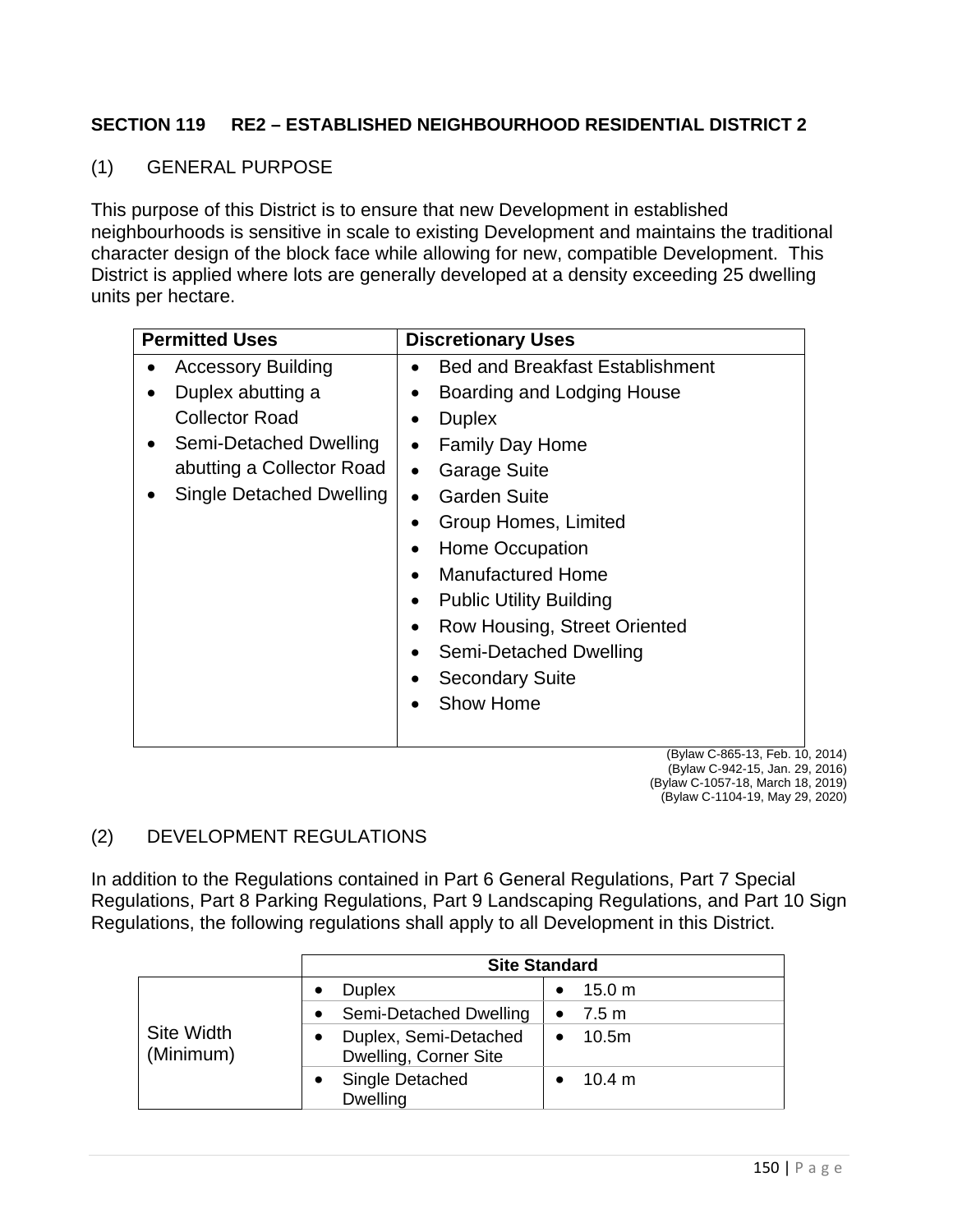## SECTION 119 RE2 – ESTABLISHED NEIGHBOURHOOD RESIDENTIAL DISTRICT 2

(1) GENERAL PURPOSE

This purpose of this District is to ensure that new Development in established neighbourhoods is sensitive in scale to existing Development and maintains the traditional character design of the block face while allowing for new, compatible Development. This District is applied where lots are generally developed at a density exceeding 25 dwelling units per hectare.

| Permitted Uses | Discretionary Uses |
|---|---|
| • Accessory Building<br>• Duplex abutting a Collector Road<br>• Semi-Detached Dwelling abutting a Collector Road<br>• Single Detached Dwelling | • Bed and Breakfast Establishment<br>• Boarding and Lodging House<br>• Duplex<br>• Family Day Home<br>• Garage Suite<br>• Garden Suite<br>• Group Homes, Limited<br>• Home Occupation<br>• Manufactured Home<br>• Public Utility Building<br>• Row Housing, Street Oriented<br>• Semi-Detached Dwelling<br>• Secondary Suite<br>• Show Home |

(Bylaw C-865-13, Feb. 10, 2014)
(Bylaw C-942-15, Jan. 29, 2016)
(Bylaw C-1057-18, March 18, 2019)
(Bylaw C-1104-19, May 29, 2020)

(2) DEVELOPMENT REGULATIONS

In addition to the Regulations contained in Part 6 General Regulations, Part 7 Special Regulations, Part 8 Parking Regulations, Part 9 Landscaping Regulations, and Part 10 Sign Regulations, the following regulations shall apply to all Development in this District.

| | Site Standard | |
|---|---|---|
| Site Width (Minimum) | • Duplex | • 15.0 m |
| | • Semi-Detached Dwelling | • 7.5 m |
| | • Duplex, Semi-Detached Dwelling, Corner Site | • 10.5m |
| | • Single Detached Dwelling | • 10.4 m |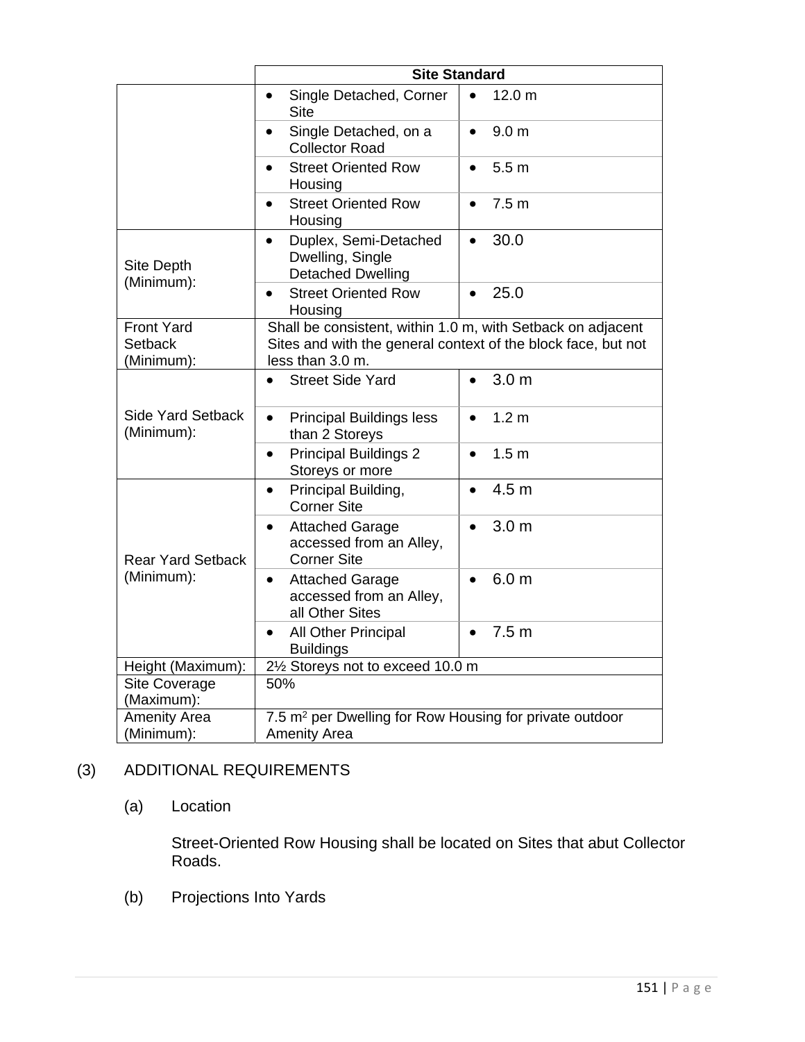| | Site Standard | |
|---|---|---|
| | • Single Detached, Corner Site | • 12.0 m |
| | • Single Detached, on a Collector Road | • 9.0 m |
| | • Street Oriented Row Housing | • 5.5 m |
| | • Street Oriented Row Housing | • 7.5 m |
| Site Depth (Minimum): | • Duplex, Semi-Detached Dwelling, Single Detached Dwelling | • 30.0 |
| | • Street Oriented Row Housing | • 25.0 |
| Front Yard Setback (Minimum): | Shall be consistent, within 1.0 m, with Setback on adjacent Sites and with the general context of the block face, but not less than 3.0 m. | |
| Side Yard Setback (Minimum): | • Street Side Yard | • 3.0 m |
| | • Principal Buildings less than 2 Storeys | • 1.2 m |
| | • Principal Buildings 2 Storeys or more | • 1.5 m |
| Rear Yard Setback (Minimum): | • Principal Building, Corner Site | • 4.5 m |
| | • Attached Garage accessed from an Alley, Corner Site | • 3.0 m |
| | • Attached Garage accessed from an Alley, all Other Sites | • 6.0 m |
| | • All Other Principal Buildings | • 7.5 m |
| Height (Maximum): | 2½ Storeys not to exceed 10.0 m | |
| Site Coverage (Maximum): | 50% | |
| Amenity Area (Minimum): | 7.5 $m^2$ per Dwelling for Row Housing for private outdoor Amenity Area | |

(3) ADDITIONAL REQUIREMENTS

(a) Location

Street-Oriented Row Housing shall be located on Sites that abut Collector Roads.

(b) Projections Into Yards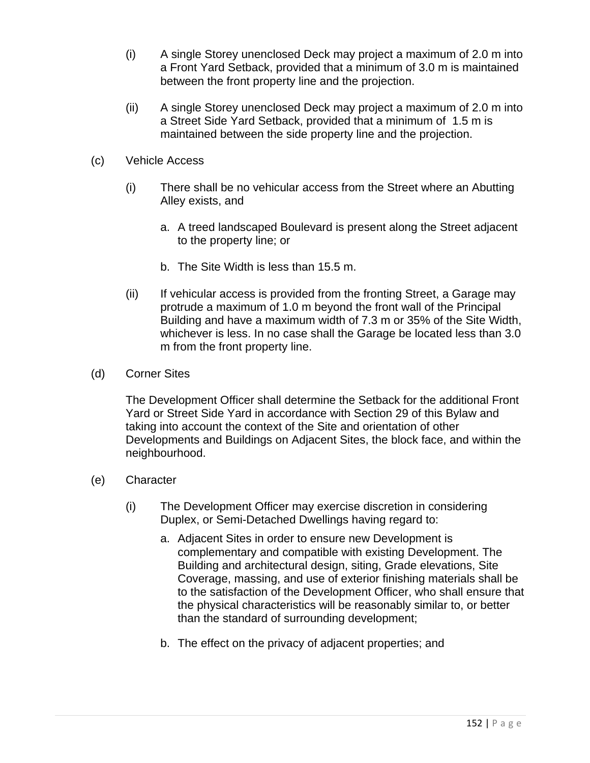(i) A single Storey unenclosed Deck may project a maximum of 2.0 m into a Front Yard Setback, provided that a minimum of 3.0 m is maintained between the front property line and the projection.

(ii) A single Storey unenclosed Deck may project a maximum of 2.0 m into a Street Side Yard Setback, provided that a minimum of 1.5 m is maintained between the side property line and the projection.

(c) Vehicle Access

(i) There shall be no vehicular access from the Street where an Abutting Alley exists, and

a. A treed landscaped Boulevard is present along the Street adjacent to the property line; or

b. The Site Width is less than 15.5 m.

(ii) If vehicular access is provided from the fronting Street, a Garage may protrude a maximum of 1.0 m beyond the front wall of the Principal Building and have a maximum width of 7.3 m or 35% of the Site Width, whichever is less. In no case shall the Garage be located less than 3.0 m from the front property line.

(d) Corner Sites

The Development Officer shall determine the Setback for the additional Front Yard or Street Side Yard in accordance with Section 29 of this Bylaw and taking into account the context of the Site and orientation of other Developments and Buildings on Adjacent Sites, the block face, and within the neighbourhood.

(e) Character

(i) The Development Officer may exercise discretion in considering Duplex, or Semi-Detached Dwellings having regard to:

a. Adjacent Sites in order to ensure new Development is complementary and compatible with existing Development. The Building and architectural design, siting, Grade elevations, Site Coverage, massing, and use of exterior finishing materials shall be to the satisfaction of the Development Officer, who shall ensure that the physical characteristics will be reasonably similar to, or better than the standard of surrounding development;

b. The effect on the privacy of adjacent properties; and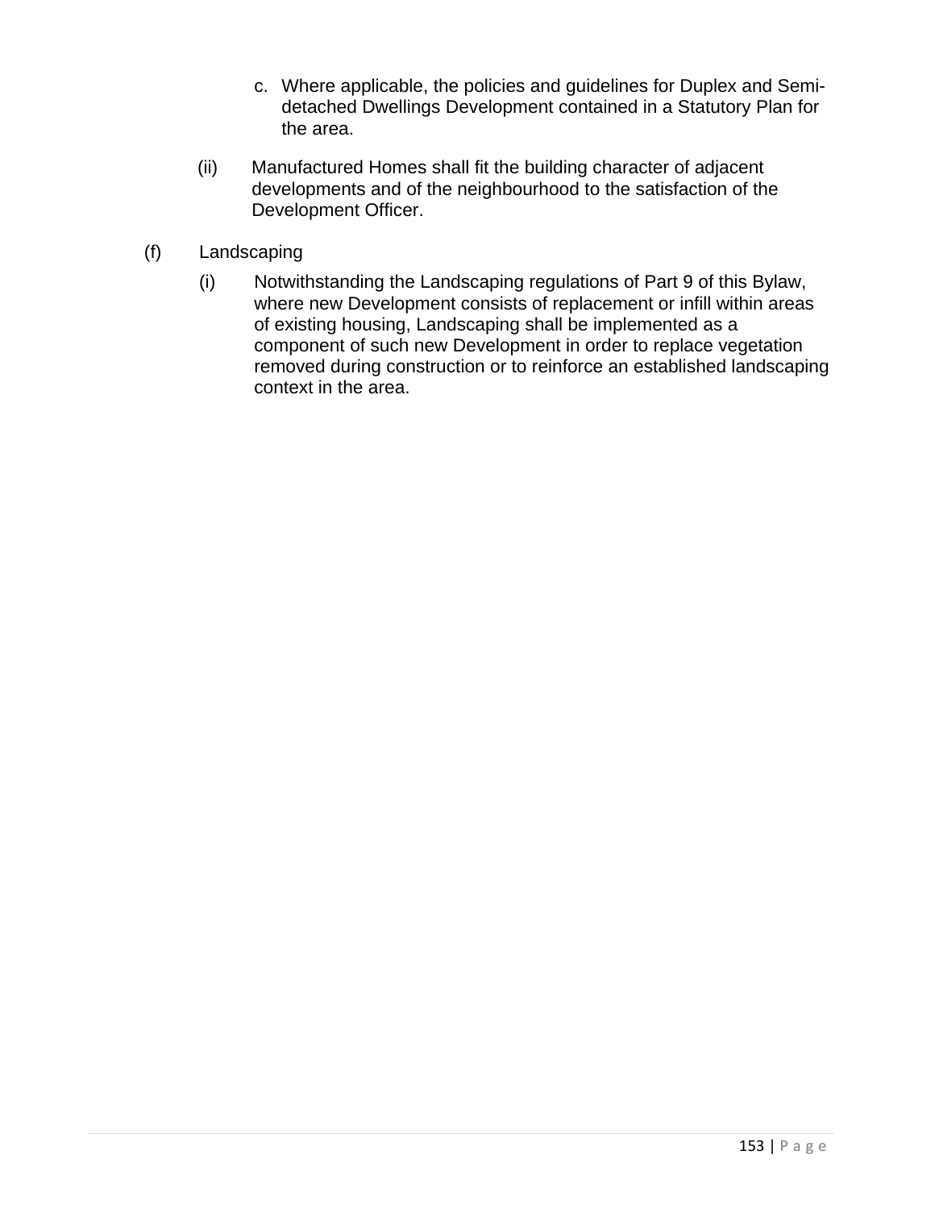c. Where applicable, the policies and guidelines for Duplex and Semi-detached Dwellings Development contained in a Statutory Plan for the area.

(ii) Manufactured Homes shall fit the building character of adjacent developments and of the neighbourhood to the satisfaction of the Development Officer.

(f) Landscaping

(i) Notwithstanding the Landscaping regulations of Part 9 of this Bylaw, where new Development consists of replacement or infill within areas of existing housing, Landscaping shall be implemented as a component of such new Development in order to replace vegetation removed during construction or to reinforce an established landscaping context in the area.